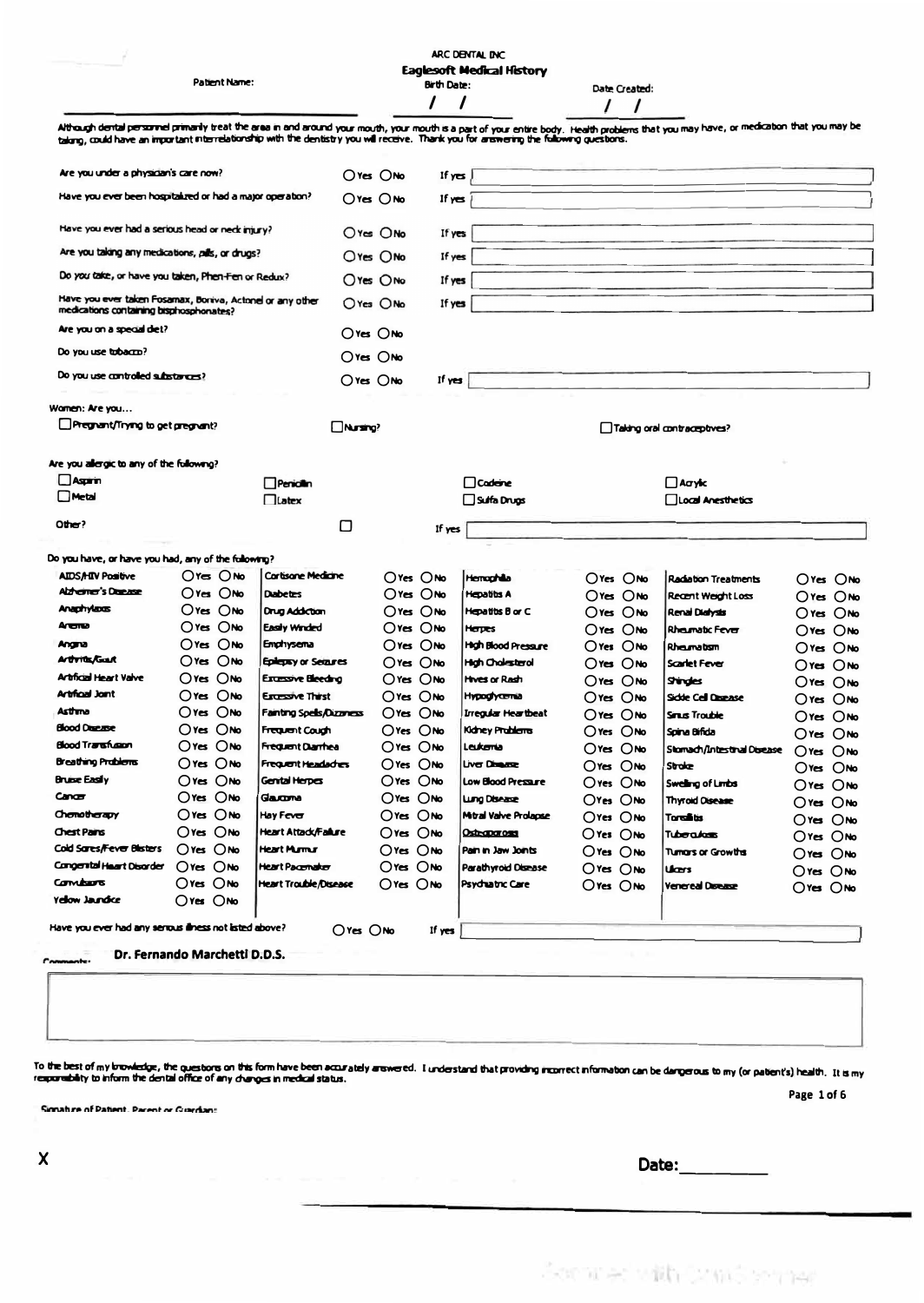ARC DENTAL INC

# Eaglesoft Medical History

Patient Name: ____________________ Birth Date: / / Date Created: / /

Although dental personnel primarily treat the area in and around your mouth, your mouth is a part of your entire body. Health problems that you may have, or medication that you may be taking, could have an important interrelationship with the dentistry you will receive. Thank you for answering the following questions.

| Question | Answer | |
|---|---|---|
| Are you under a physician's care now? | ◯ Yes ◯ No | If yes |
| Have you ever been hospitalized or had a major operation? | ◯ Yes ◯ No | If yes |
| Have you ever had a serious head or neck injury? | ◯ Yes ◯ No | If yes |
| Are you taking any medications, pills, or drugs? | ◯ Yes ◯ No | If yes |
| Do you take, or have you taken, Phen-Fen or Redux? | ◯ Yes ◯ No | If yes |
| Have you ever taken Fosamax, Boniva, Actonel or any other medications containing bisphosphonates? | ◯ Yes ◯ No | If yes |
| Are you on a special diet? | ◯ Yes ◯ No | |
| Do you use tobacco? | ◯ Yes ◯ No | |
| Do you use controlled substances? | ◯ Yes ◯ No | If yes |

Women: Are you...

☐ Pregnant/Trying to get pregnant? ☐ Nursing? ☐ Taking oral contraceptives?

Are you allergic to any of the following?

☐ Aspirin ☐ Penicillin ☐ Codeine ☐ Acrylic
☐ Metal ☐ Latex ☐ Sulfa Drugs ☐ Local Anesthetics

Other? ☐ If yes

Do you have, or have you had, any of the following?

| Condition | Answer | Condition | Answer | Condition | Answer | Condition | Answer |
|---|---|---|---|---|---|---|---|
| AIDS/HIV Positive | ◯ Yes ◯ No | Cortisone Medicine | ◯ Yes ◯ No | Hemophilia | ◯ Yes ◯ No | Radiation Treatments | ◯ Yes ◯ No |
| Alzheimer's Disease | ◯ Yes ◯ No | Diabetes | ◯ Yes ◯ No | Hepatitis A | ◯ Yes ◯ No | Recent Weight Loss | ◯ Yes ◯ No |
| Anaphylaxis | ◯ Yes ◯ No | Drug Addiction | ◯ Yes ◯ No | Hepatitis B or C | ◯ Yes ◯ No | Renal Dialysis | ◯ Yes ◯ No |
| Anemia | ◯ Yes ◯ No | Easily Winded | ◯ Yes ◯ No | Herpes | ◯ Yes ◯ No | Rheumatic Fever | ◯ Yes ◯ No |
| Angina | ◯ Yes ◯ No | Emphysema | ◯ Yes ◯ No | High Blood Pressure | ◯ Yes ◯ No | Rheumatism | ◯ Yes ◯ No |
| Arthritis/Gout | ◯ Yes ◯ No | Epilepsy or Seizures | ◯ Yes ◯ No | High Cholesterol | ◯ Yes ◯ No | Scarlet Fever | ◯ Yes ◯ No |
| Artificial Heart Valve | ◯ Yes ◯ No | Excessive Bleeding | ◯ Yes ◯ No | Hives or Rash | ◯ Yes ◯ No | Shingles | ◯ Yes ◯ No |
| Artificial Joint | ◯ Yes ◯ No | Excessive Thirst | ◯ Yes ◯ No | Hypoglycemia | ◯ Yes ◯ No | Sickle Cell Disease | ◯ Yes ◯ No |
| Asthma | ◯ Yes ◯ No | Fainting Spells/Dizziness | ◯ Yes ◯ No | Irregular Heartbeat | ◯ Yes ◯ No | Sinus Trouble | ◯ Yes ◯ No |
| Blood Disease | ◯ Yes ◯ No | Frequent Cough | ◯ Yes ◯ No | Kidney Problems | ◯ Yes ◯ No | Spina Bifida | ◯ Yes ◯ No |
| Blood Transfusion | ◯ Yes ◯ No | Frequent Diarrhea | ◯ Yes ◯ No | Leukemia | ◯ Yes ◯ No | Stomach/Intestinal Disease | ◯ Yes ◯ No |
| Breathing Problems | ◯ Yes ◯ No | Frequent Headaches | ◯ Yes ◯ No | Liver Disease | ◯ Yes ◯ No | Stroke | ◯ Yes ◯ No |
| Bruise Easily | ◯ Yes ◯ No | Genital Herpes | ◯ Yes ◯ No | Low Blood Pressure | ◯ Yes ◯ No | Swelling of Limbs | ◯ Yes ◯ No |
| Cancer | ◯ Yes ◯ No | Glaucoma | ◯ Yes ◯ No | Lung Disease | ◯ Yes ◯ No | Thyroid Disease | ◯ Yes ◯ No |
| Chemotherapy | ◯ Yes ◯ No | Hay Fever | ◯ Yes ◯ No | Mitral Valve Prolapse | ◯ Yes ◯ No | Tonsillitis | ◯ Yes ◯ No |
| Chest Pains | ◯ Yes ◯ No | Heart Attack/Failure | ◯ Yes ◯ No | Osteoporosis | ◯ Yes ◯ No | Tuberculosis | ◯ Yes ◯ No |
| Cold Sores/Fever Blisters | ◯ Yes ◯ No | Heart Murmur | ◯ Yes ◯ No | Pain in Jaw Joints | ◯ Yes ◯ No | Tumors or Growths | ◯ Yes ◯ No |
| Congenital Heart Disorder | ◯ Yes ◯ No | Heart Pacemaker | ◯ Yes ◯ No | Parathyroid Disease | ◯ Yes ◯ No | Ulcers | ◯ Yes ◯ No |
| Convulsions | ◯ Yes ◯ No | Heart Trouble/Disease | ◯ Yes ◯ No | Psychiatric Care | ◯ Yes ◯ No | Venereal Disease | ◯ Yes ◯ No |
| Yellow Jaundice | ◯ Yes ◯ No | | | | | | |

Have you ever had any serious illness not listed above? ◯ Yes ◯ No If yes

**Dr. Fernando Marchetti D.D.S.**

Comments:

To the best of my knowledge, the questions on this form have been accurately answered. I understand that providing incorrect information can be dangerous to my (or patient's) health. It is my responsibility to inform the dental office of any changes in medical status.

Signature of Patient, Parent or Guardian:

**X** **Date:**__________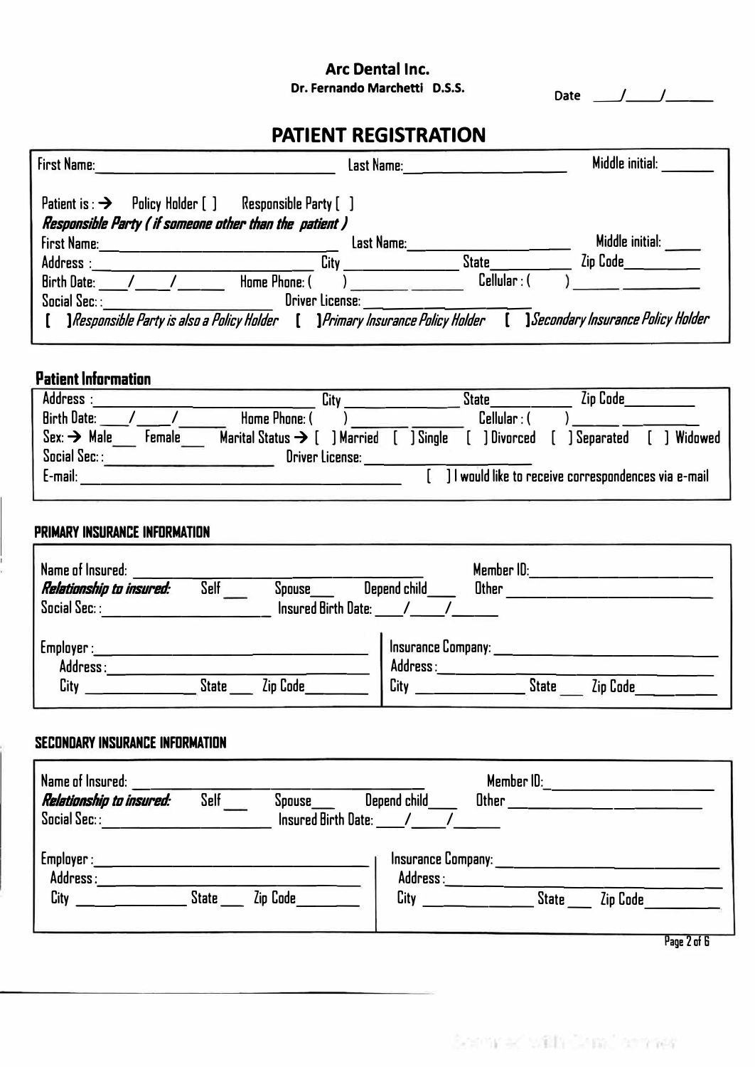**Arc Dental Inc.**

**Dr. Fernando Marchetti D.S.S.**

Date ____/____/______

# PATIENT REGISTRATION

First Name: ______________________ Last Name: ____________________ Middle initial: _______

Patient is : → Policy Holder [ ] Responsible Party [ ]

***Responsible Party ( if someone other than the patient )***

First Name: ______________________ Last Name: ____________________ Middle initial: _____

Address : ______________________ City ______________ State __________ Zip Code __________

Birth Date: ____/____/______ Home Phone: ( ) ______________ Cellular : ( ) ______________

Social Sec: : ____________________ Driver License: ____________________

[ ] *Responsible Party is also a Policy Holder* [ ] *Primary Insurance Policy Holder* [ ] *Secondary Insurance Policy Holder*

## Patient Information

Address : ______________________ City ______________ State __________ Zip Code __________

Birth Date: ____/____/______ Home Phone: ( ) ______________ Cellular : ( ) ______________

Sex: → Male ___ Female ___ Marital Status → [ ] Married [ ] Single [ ] Divorced [ ] Separated [ ] Widowed

Social Sec: : ____________________ Driver License: ____________________

E-mail: ________________________________________ [ ] I would like to receive correspondences via e-mail

## PRIMARY INSURANCE INFORMATION

Name of Insured: ______________________________ Member ID: ______________________

***Relationship to insured:*** Self ___ Spouse ___ Depend child ___ Other ______________________

Social Sec: : ____________________ Insured Birth Date: ____/____/______

Employer : ______________________________

Address : ______________________________

City ______________ State ___ Zip Code ________

Insurance Company: ______________________________

Address : ______________________________

City ______________ State ___ Zip Code ________

## SECONDARY INSURANCE INFORMATION

Name of Insured: ______________________________ Member ID: ______________________

***Relationship to insured:*** Self ___ Spouse ___ Depend child ___ Other ______________________

Social Sec: : ____________________ Insured Birth Date: ____/____/______

Employer : ______________________________

Address : ______________________________

City ______________ State ___ Zip Code ________

Insurance Company: ______________________________

Address : ______________________________

City ______________ State ___ Zip Code ________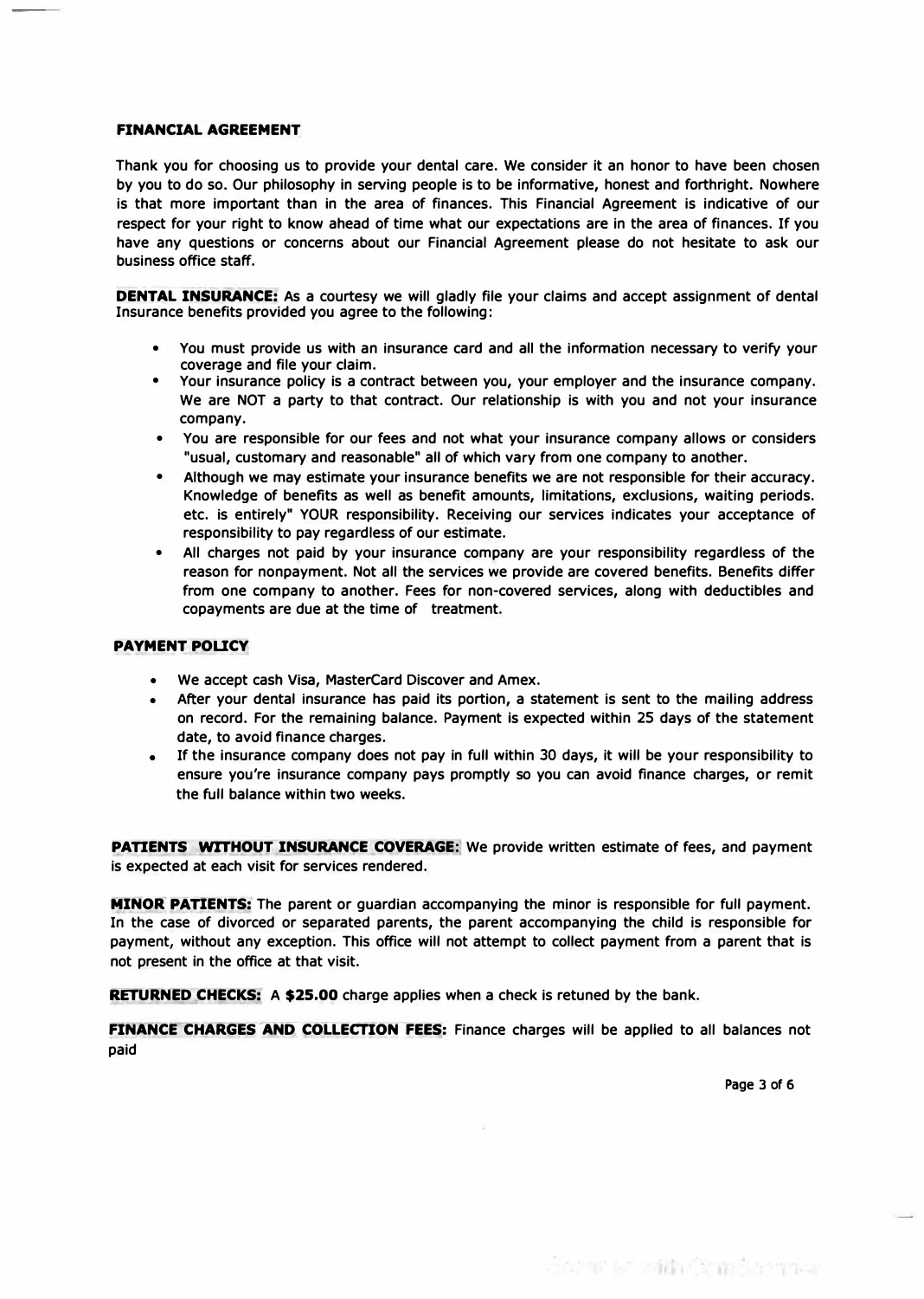## FINANCIAL AGREEMENT

Thank you for choosing us to provide your dental care. We consider it an honor to have been chosen by you to do so. Our philosophy in serving people is to be informative, honest and forthright. Nowhere is that more important than in the area of finances. This Financial Agreement is indicative of our respect for your right to know ahead of time what our expectations are in the area of finances. If you have any questions or concerns about our Financial Agreement please do not hesitate to ask our business office staff.

**DENTAL INSURANCE:** As a courtesy we will gladly file your claims and accept assignment of dental Insurance benefits provided you agree to the following:

- You must provide us with an insurance card and all the information necessary to verify your coverage and file your claim.
- Your insurance policy is a contract between you, your employer and the insurance company. We are NOT a party to that contract. Our relationship is with you and not your insurance company.
- You are responsible for our fees and not what your insurance company allows or considers "usual, customary and reasonable" all of which vary from one company to another.
- Although we may estimate your insurance benefits we are not responsible for their accuracy. Knowledge of benefits as well as benefit amounts, limitations, exclusions, waiting periods. etc. is entirely" YOUR responsibility. Receiving our services indicates your acceptance of responsibility to pay regardless of our estimate.
- All charges not paid by your insurance company are your responsibility regardless of the reason for nonpayment. Not all the services we provide are covered benefits. Benefits differ from one company to another. Fees for non-covered services, along with deductibles and copayments are due at the time of treatment.

**PAYMENT POLICY**

- We accept cash Visa, MasterCard Discover and Amex.
- After your dental insurance has paid its portion, a statement is sent to the mailing address on record. For the remaining balance. Payment is expected within 25 days of the statement date, to avoid finance charges.
- If the insurance company does not pay in full within 30 days, it will be your responsibility to ensure you're insurance company pays promptly so you can avoid finance charges, or remit the full balance within two weeks.

**PATIENTS WITHOUT INSURANCE COVERAGE:** We provide written estimate of fees, and payment is expected at each visit for services rendered.

**MINOR PATIENTS:** The parent or guardian accompanying the minor is responsible for full payment. In the case of divorced or separated parents, the parent accompanying the child is responsible for payment, without any exception. This office will not attempt to collect payment from a parent that is not present in the office at that visit.

**RETURNED CHECKS:** A **$25.00** charge applies when a check is retuned by the bank.

**FINANCE CHARGES AND COLLECTION FEES:** Finance charges will be applied to all balances not paid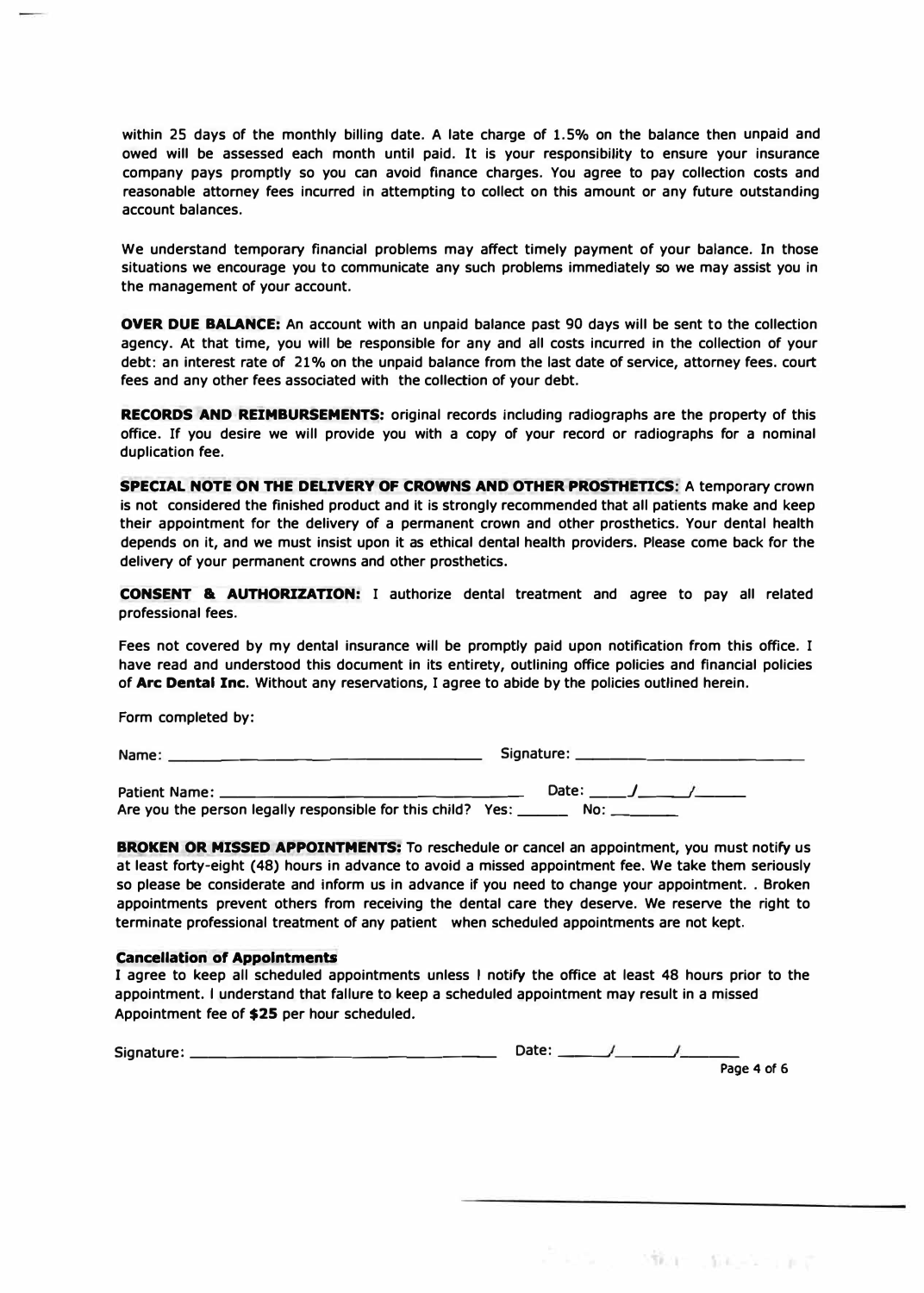within 25 days of the monthly billing date. A late charge of 1.5% on the balance then unpaid and owed will be assessed each month until paid. It is your responsibility to ensure your insurance company pays promptly so you can avoid finance charges. You agree to pay collection costs and reasonable attorney fees incurred in attempting to collect on this amount or any future outstanding account balances.

We understand temporary financial problems may affect timely payment of your balance. In those situations we encourage you to communicate any such problems immediately so we may assist you in the management of your account.

**OVER DUE BALANCE:** An account with an unpaid balance past 90 days will be sent to the collection agency. At that time, you will be responsible for any and all costs incurred in the collection of your debt: an interest rate of 21% on the unpaid balance from the last date of service, attorney fees. court fees and any other fees associated with the collection of your debt.

**RECORDS AND REIMBURSEMENTS:** original records including radiographs are the property of this office. If you desire we will provide you with a copy of your record or radiographs for a nominal duplication fee.

**SPECIAL NOTE ON THE DELIVERY OF CROWNS AND OTHER PROSTHETICS:** A temporary crown is not considered the finished product and it is strongly recommended that all patients make and keep their appointment for the delivery of a permanent crown and other prosthetics. Your dental health depends on it, and we must insist upon it as ethical dental health providers. Please come back for the delivery of your permanent crowns and other prosthetics.

**CONSENT & AUTHORIZATION:** I authorize dental treatment and agree to pay all related professional fees.

Fees not covered by my dental insurance will be promptly paid upon notification from this office. I have read and understood this document in its entirety, outlining office policies and financial policies of **Arc Dental Inc**. Without any reservations, I agree to abide by the policies outlined herein.

Form completed by:

Name: ______________________________ Signature: ______________________________

Patient Name: ______________________________ Date: _____/_____/_____
Are you the person legally responsible for this child? Yes: ______ No: ______

**BROKEN OR MISSED APPOINTMENTS:** To reschedule or cancel an appointment, you must notify us at least forty-eight (48) hours in advance to avoid a missed appointment fee. We take them seriously so please be considerate and inform us in advance if you need to change your appointment. . Broken appointments prevent others from receiving the dental care they deserve. We reserve the right to terminate professional treatment of any patient when scheduled appointments are not kept.

**Cancellation of Appointments**

I agree to keep all scheduled appointments unless I notify the office at least 48 hours prior to the appointment. I understand that failure to keep a scheduled appointment may result in a missed Appointment fee of **$25** per hour scheduled.

Signature: ______________________________ Date: _____/_____/_____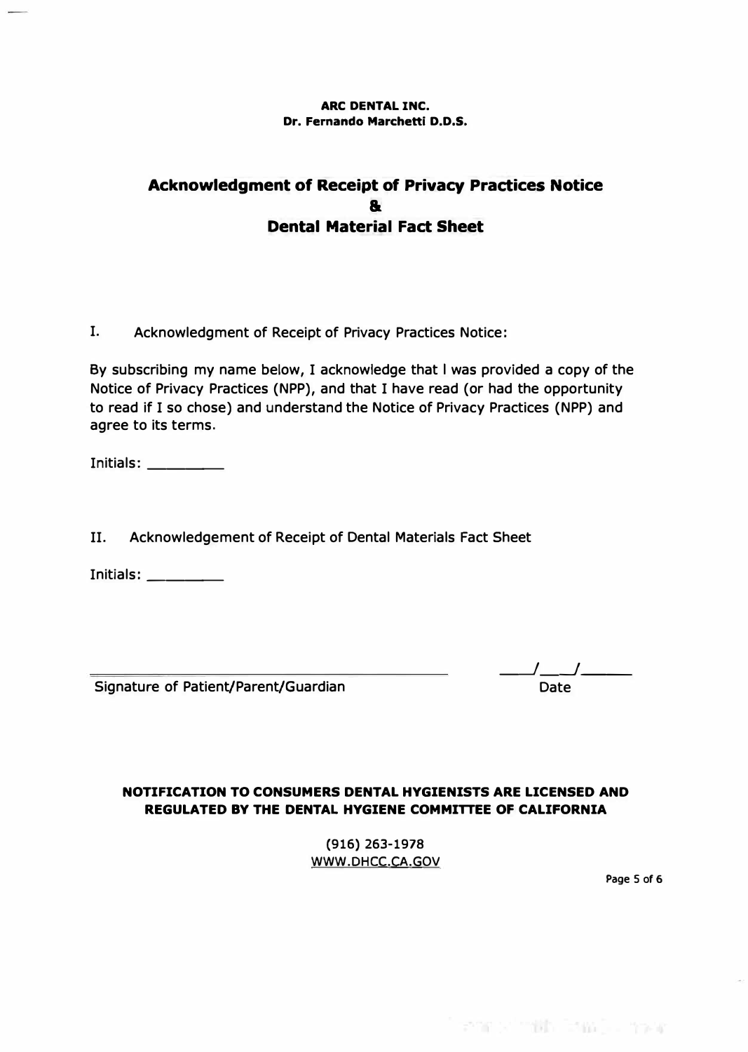**ARC DENTAL INC.**
**Dr. Fernando Marchetti D.D.S.**

# Acknowledgment of Receipt of Privacy Practices Notice & Dental Material Fact Sheet

I. Acknowledgment of Receipt of Privacy Practices Notice:

By subscribing my name below, I acknowledge that I was provided a copy of the Notice of Privacy Practices (NPP), and that I have read (or had the opportunity to read if I so chose) and understand the Notice of Privacy Practices (NPP) and agree to its terms.

Initials: _________

II. Acknowledgement of Receipt of Dental Materials Fact Sheet

Initials: _________

_______________________________________ &nbsp;&nbsp;&nbsp;&nbsp; ____/____/______

Signature of Patient/Parent/Guardian &nbsp;&nbsp;&nbsp;&nbsp; Date

**NOTIFICATION TO CONSUMERS DENTAL HYGIENISTS ARE LICENSED AND REGULATED BY THE DENTAL HYGIENE COMMITTEE OF CALIFORNIA**

(916) 263-1978
WWW.DHCC.CA.GOV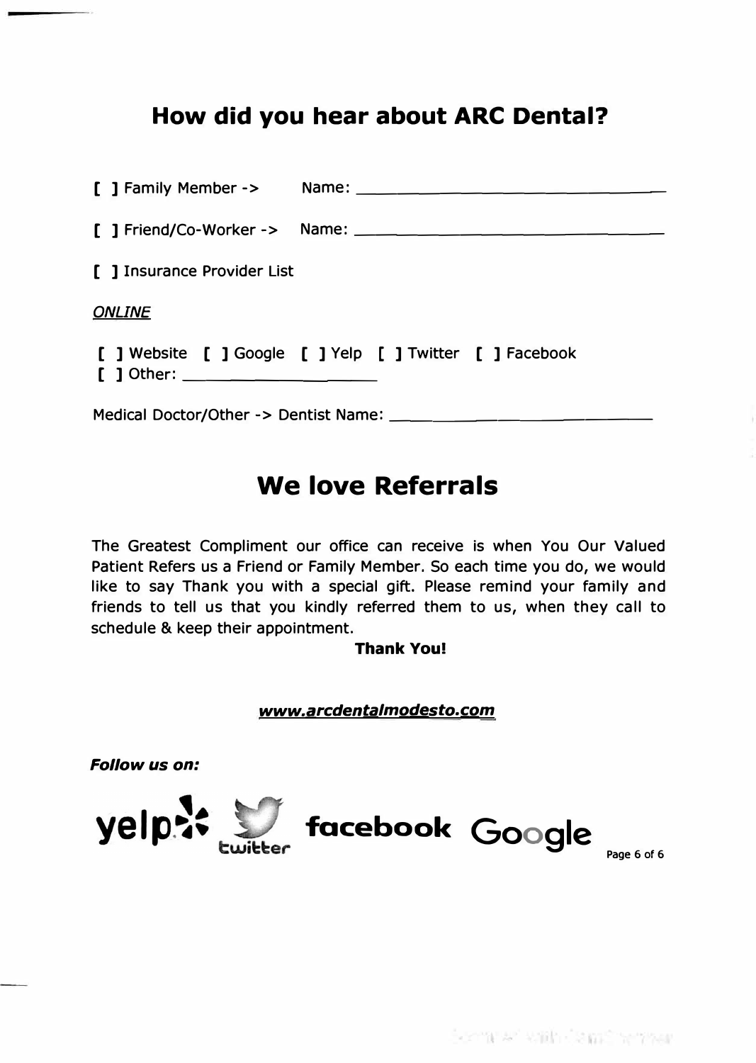## How did you hear about ARC Dental?

[ ] Family Member -> Name: ______________________________

[ ] Friend/Co-Worker -> Name: ______________________________

[ ] Insurance Provider List

*ONLINE*

[ ] Website [ ] Google [ ] Yelp [ ] Twitter [ ] Facebook
[ ] Other: ____________________

Medical Doctor/Other -> Dentist Name: ______________________________

## We love Referrals

The Greatest Compliment our office can receive is when You Our Valued Patient Refers us a Friend or Family Member. So each time you do, we would like to say Thank you with a special gift. Please remind your family and friends to tell us that you kindly referred them to us, when they call to schedule & keep their appointment.

**Thank You!**

***www.arcdentalmodesto.com***

***Follow us on:***

yelp twitter facebook Google